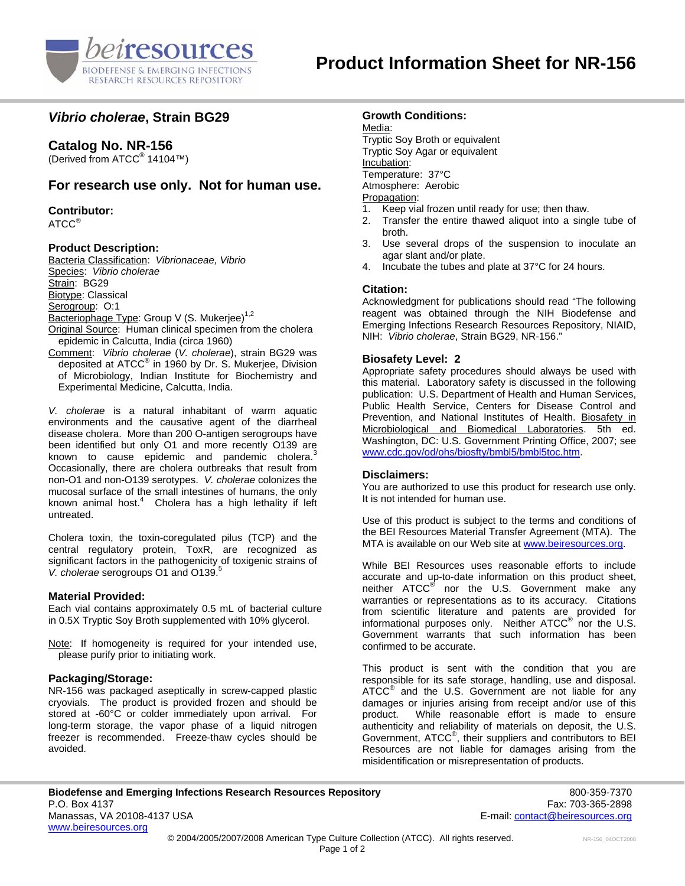# Product Information Sheet for NR-156

## *Vibrio cholerae*, Strain BG29

## Catalog No. NR-156

(Derived from ATCC® 14104™)

## For research use only. Not for human use.

### Contributor:

ATCC®

### Product Description:

Bacteria Classification: *Vibrionaceae, Vibrio*
Species: *Vibrio cholerae*
Strain: BG29
Biotype: Classical
Serogroup: O:1
Bacteriophage Type: Group V (S. Mukerjee)[1,2]
Original Source: Human clinical specimen from the cholera epidemic in Calcutta, India (circa 1960)
Comment: *Vibrio cholerae* (*V. cholerae*), strain BG29 was deposited at ATCC® in 1960 by Dr. S. Mukerjee, Division of Microbiology, Indian Institute for Biochemistry and Experimental Medicine, Calcutta, India.

*V. cholerae* is a natural inhabitant of warm aquatic environments and the causative agent of the diarrheal disease cholera. More than 200 O-antigen serogroups have been identified but only O1 and more recently O139 are known to cause epidemic and pandemic cholera.[3] Occasionally, there are cholera outbreaks that result from non-O1 and non-O139 serotypes. *V. cholerae* colonizes the mucosal surface of the small intestines of humans, the only known animal host.[4] Cholera has a high lethality if left untreated.

Cholera toxin, the toxin-coregulated pilus (TCP) and the central regulatory protein, ToxR, are recognized as significant factors in the pathogenicity of toxigenic strains of *V. cholerae* serogroups O1 and O139.[5]

### Material Provided:

Each vial contains approximately 0.5 mL of bacterial culture in 0.5X Tryptic Soy Broth supplemented with 10% glycerol.

Note: If homogeneity is required for your intended use, please purify prior to initiating work.

### Packaging/Storage:

NR-156 was packaged aseptically in screw-capped plastic cryovials. The product is provided frozen and should be stored at -60°C or colder immediately upon arrival. For long-term storage, the vapor phase of a liquid nitrogen freezer is recommended. Freeze-thaw cycles should be avoided.

### Growth Conditions:

Media:
Tryptic Soy Broth or equivalent
Tryptic Soy Agar or equivalent
Incubation:
Temperature: 37°C
Atmosphere: Aerobic
Propagation:

1. Keep vial frozen until ready for use; then thaw.
2. Transfer the entire thawed aliquot into a single tube of broth.
3. Use several drops of the suspension to inoculate an agar slant and/or plate.
4. Incubate the tubes and plate at 37°C for 24 hours.

### Citation:

Acknowledgment for publications should read "The following reagent was obtained through the NIH Biodefense and Emerging Infections Research Resources Repository, NIAID, NIH: *Vibrio cholerae*, Strain BG29, NR-156."

### Biosafety Level: 2

Appropriate safety procedures should always be used with this material. Laboratory safety is discussed in the following publication: U.S. Department of Health and Human Services, Public Health Service, Centers for Disease Control and Prevention, and National Institutes of Health. Biosafety in Microbiological and Biomedical Laboratories. 5th ed. Washington, DC: U.S. Government Printing Office, 2007; see www.cdc.gov/od/ohs/biosfty/bmbl5/bmbl5toc.htm.

### Disclaimers:

You are authorized to use this product for research use only. It is not intended for human use.

Use of this product is subject to the terms and conditions of the BEI Resources Material Transfer Agreement (MTA). The MTA is available on our Web site at www.beiresources.org.

While BEI Resources uses reasonable efforts to include accurate and up-to-date information on this product sheet, neither ATCC® nor the U.S. Government make any warranties or representations as to its accuracy. Citations from scientific literature and patents are provided for informational purposes only. Neither ATCC® nor the U.S. Government warrants that such information has been confirmed to be accurate.

This product is sent with the condition that you are responsible for its safe storage, handling, use and disposal. ATCC® and the U.S. Government are not liable for any damages or injuries arising from receipt and/or use of this product. While reasonable effort is made to ensure authenticity and reliability of materials on deposit, the U.S. Government, ATCC®, their suppliers and contributors to BEI Resources are not liable for damages arising from the misidentification or misrepresentation of products.

**Biodefense and Emerging Infections Research Resources Repository**
P.O. Box 4137
Manassas, VA 20108-4137 USA
www.beiresources.org

800-359-7370
Fax: 703-365-2898
E-mail: contact@beiresources.org

© 2004/2005/2007/2008 American Type Culture Collection (ATCC). All rights reserved.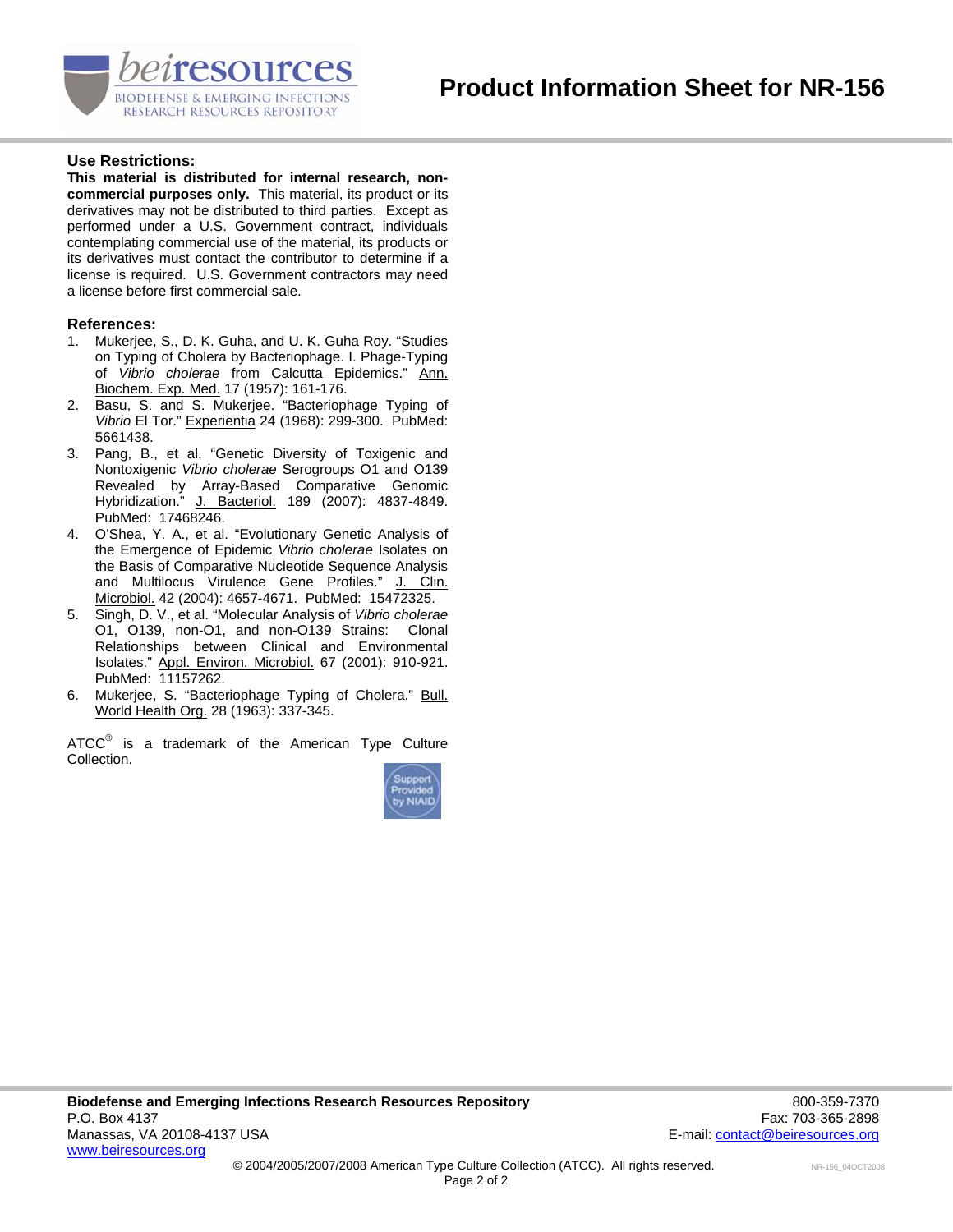### Use Restrictions:

**This material is distributed for internal research, non-commercial purposes only.** This material, its product or its derivatives may not be distributed to third parties. Except as performed under a U.S. Government contract, individuals contemplating commercial use of the material, its products or its derivatives must contact the contributor to determine if a license is required. U.S. Government contractors may need a license before first commercial sale.

### References:

1. Mukerjee, S., D. K. Guha, and U. K. Guha Roy. "Studies on Typing of Cholera by Bacteriophage. I. Phage-Typing of *Vibrio cholerae* from Calcutta Epidemics." Ann. Biochem. Exp. Med. 17 (1957): 161-176.
2. Basu, S. and S. Mukerjee. "Bacteriophage Typing of *Vibrio* El Tor." Experientia 24 (1968): 299-300. PubMed: 5661438.
3. Pang, B., et al. "Genetic Diversity of Toxigenic and Nontoxigenic *Vibrio cholerae* Serogroups O1 and O139 Revealed by Array-Based Comparative Genomic Hybridization." J. Bacteriol. 189 (2007): 4837-4849. PubMed: 17468246.
4. O'Shea, Y. A., et al. "Evolutionary Genetic Analysis of the Emergence of Epidemic *Vibrio cholerae* Isolates on the Basis of Comparative Nucleotide Sequence Analysis and Multilocus Virulence Gene Profiles." J. Clin. Microbiol. 42 (2004): 4657-4671. PubMed: 15472325.
5. Singh, D. V., et al. "Molecular Analysis of *Vibrio cholerae* O1, O139, non-O1, and non-O139 Strains: Clonal Relationships between Clinical and Environmental Isolates." Appl. Environ. Microbiol. 67 (2001): 910-921. PubMed: 11157262.
6. Mukerjee, S. "Bacteriophage Typing of Cholera." Bull. World Health Org. 28 (1963): 337-345.

ATCC® is a trademark of the American Type Culture Collection.

Support Provided by NIAID

**Biodefense and Emerging Infections Research Resources Repository**
P.O. Box 4137
Manassas, VA 20108-4137 USA
www.beiresources.org

800-359-7370
Fax: 703-365-2898
E-mail: contact@beiresources.org

© 2004/2005/2007/2008 American Type Culture Collection (ATCC). All rights reserved.

NR-156_04OCT2008